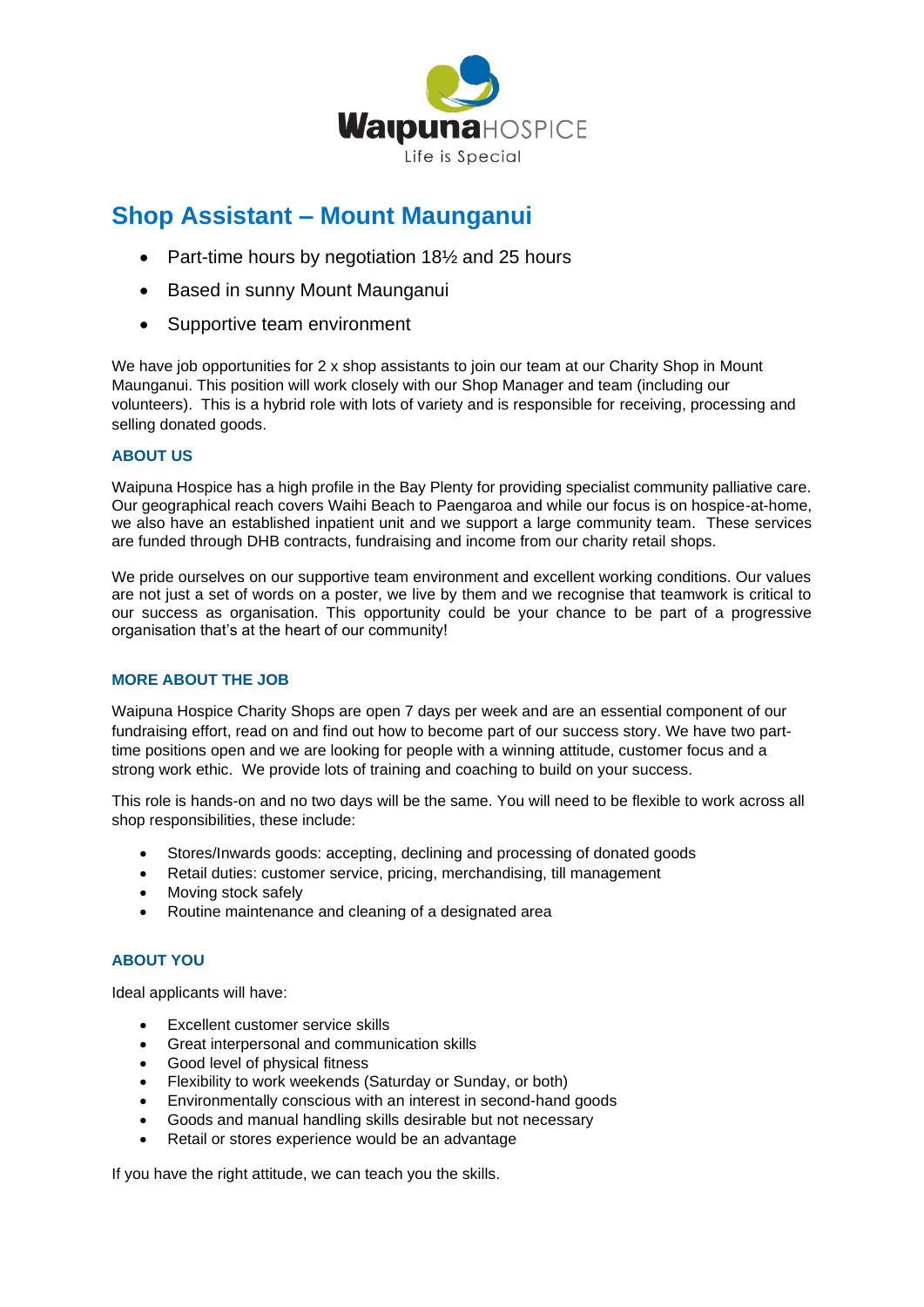WaipunaHOSPICE
Life is Special

# Shop Assistant – Mount Maunganui

- Part-time hours by negotiation 18½ and 25 hours
- Based in sunny Mount Maunganui
- Supportive team environment

We have job opportunities for 2 x shop assistants to join our team at our Charity Shop in Mount Maunganui. This position will work closely with our Shop Manager and team (including our volunteers). This is a hybrid role with lots of variety and is responsible for receiving, processing and selling donated goods.

### ABOUT US

Waipuna Hospice has a high profile in the Bay Plenty for providing specialist community palliative care. Our geographical reach covers Waihi Beach to Paengaroa and while our focus is on hospice-at-home, we also have an established inpatient unit and we support a large community team. These services are funded through DHB contracts, fundraising and income from our charity retail shops.

We pride ourselves on our supportive team environment and excellent working conditions. Our values are not just a set of words on a poster, we live by them and we recognise that teamwork is critical to our success as organisation. This opportunity could be your chance to be part of a progressive organisation that's at the heart of our community!

### MORE ABOUT THE JOB

Waipuna Hospice Charity Shops are open 7 days per week and are an essential component of our fundraising effort, read on and find out how to become part of our success story. We have two part-time positions open and we are looking for people with a winning attitude, customer focus and a strong work ethic. We provide lots of training and coaching to build on your success.

This role is hands-on and no two days will be the same. You will need to be flexible to work across all shop responsibilities, these include:

- Stores/Inwards goods: accepting, declining and processing of donated goods
- Retail duties: customer service, pricing, merchandising, till management
- Moving stock safely
- Routine maintenance and cleaning of a designated area

### ABOUT YOU

Ideal applicants will have:

- Excellent customer service skills
- Great interpersonal and communication skills
- Good level of physical fitness
- Flexibility to work weekends (Saturday or Sunday, or both)
- Environmentally conscious with an interest in second-hand goods
- Goods and manual handling skills desirable but not necessary
- Retail or stores experience would be an advantage

If you have the right attitude, we can teach you the skills.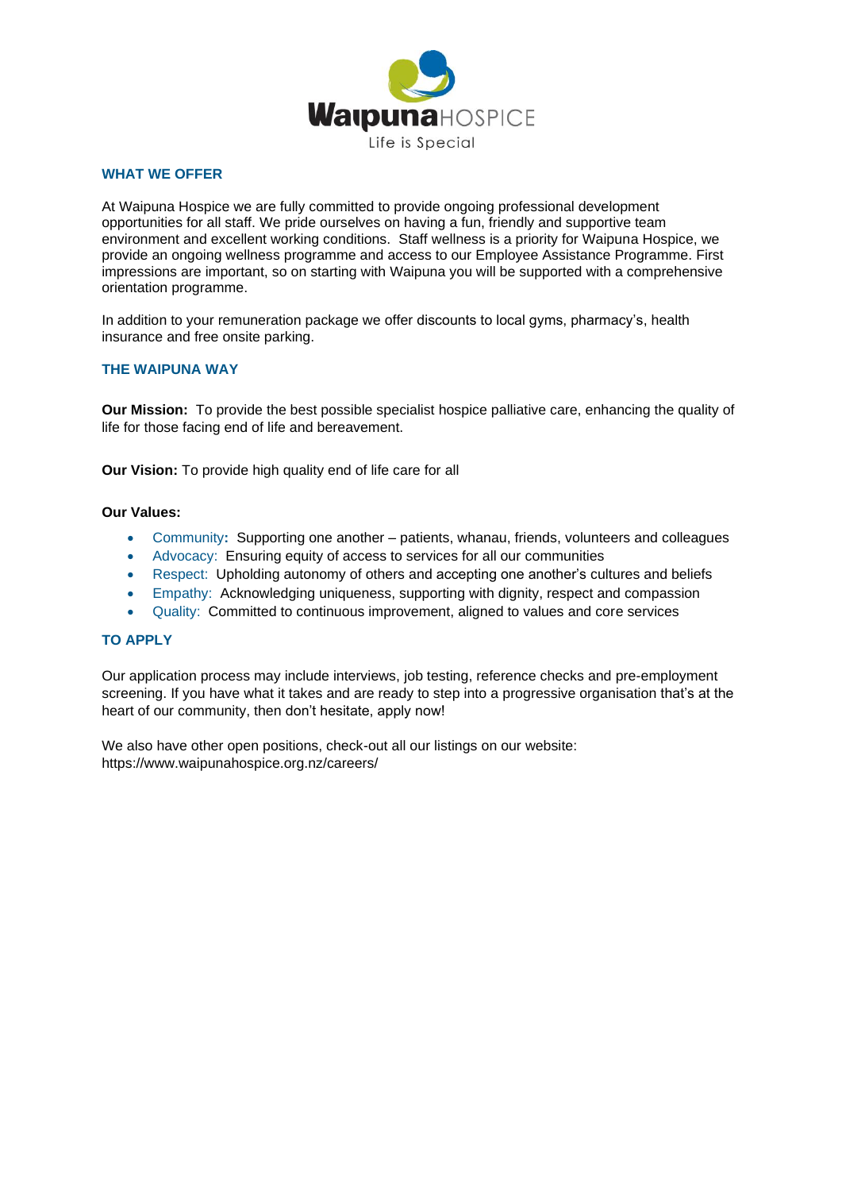WaipunaHOSPICE

Life is Special

## WHAT WE OFFER

At Waipuna Hospice we are fully committed to provide ongoing professional development opportunities for all staff. We pride ourselves on having a fun, friendly and supportive team environment and excellent working conditions. Staff wellness is a priority for Waipuna Hospice, we provide an ongoing wellness programme and access to our Employee Assistance Programme. First impressions are important, so on starting with Waipuna you will be supported with a comprehensive orientation programme.

In addition to your remuneration package we offer discounts to local gyms, pharmacy's, health insurance and free onsite parking.

## THE WAIPUNA WAY

**Our Mission:** To provide the best possible specialist hospice palliative care, enhancing the quality of life for those facing end of life and bereavement.

**Our Vision:** To provide high quality end of life care for all

**Our Values:**

- Community**:** Supporting one another – patients, whanau, friends, volunteers and colleagues
- Advocacy: Ensuring equity of access to services for all our communities
- Respect: Upholding autonomy of others and accepting one another's cultures and beliefs
- Empathy: Acknowledging uniqueness, supporting with dignity, respect and compassion
- Quality: Committed to continuous improvement, aligned to values and core services

## TO APPLY

Our application process may include interviews, job testing, reference checks and pre-employment screening. If you have what it takes and are ready to step into a progressive organisation that's at the heart of our community, then don't hesitate, apply now!

We also have other open positions, check-out all our listings on our website: https://www.waipunahospice.org.nz/careers/